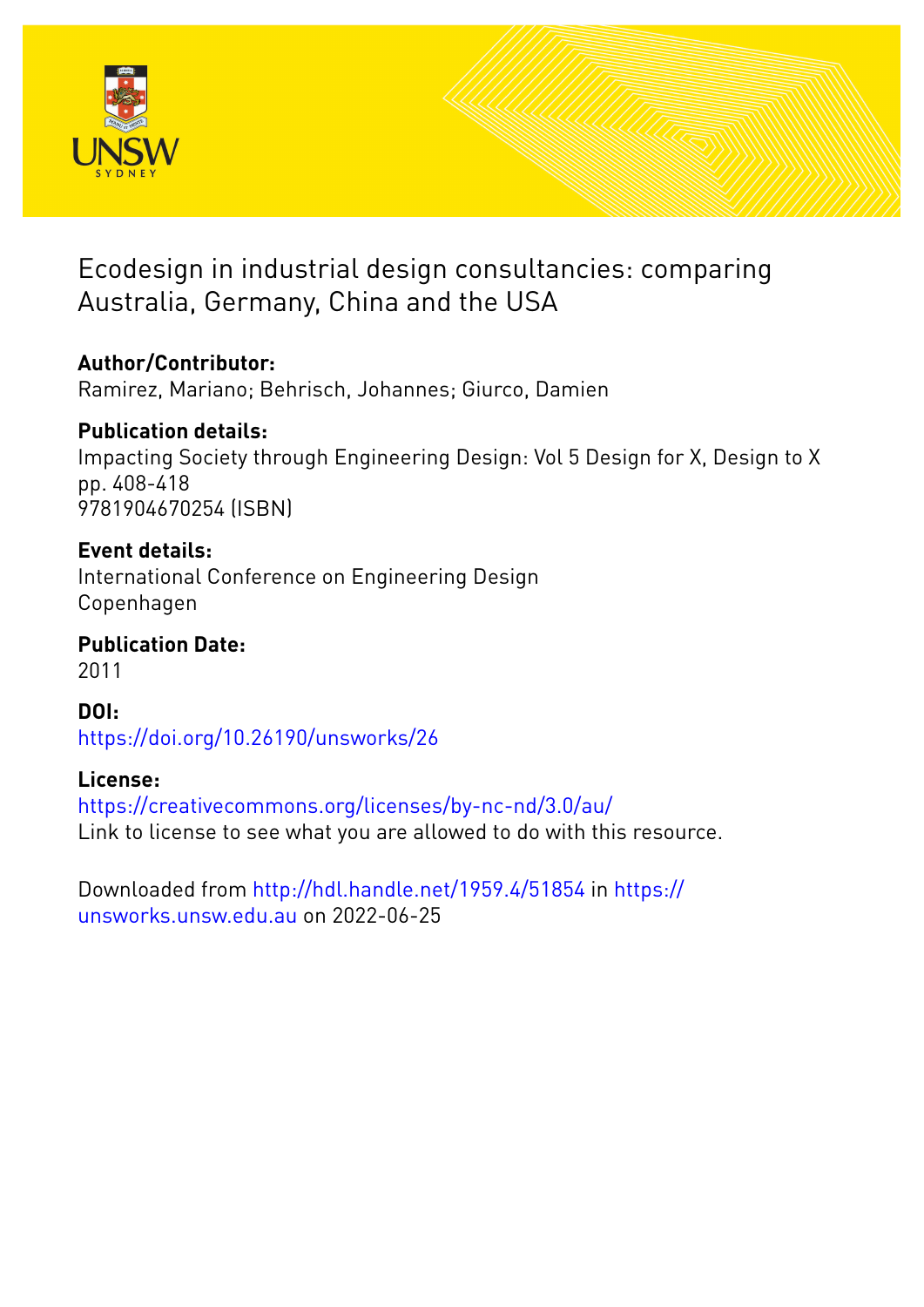# Ecodesign in industrial design consultancies: comparing Australia, Germany, China and the USA

**Author/Contributor:**
Ramirez, Mariano; Behrisch, Johannes; Giurco, Damien

**Publication details:**
Impacting Society through Engineering Design: Vol 5 Design for X, Design to X
pp. 408-418
9781904670254 (ISBN)

**Event details:**
International Conference on Engineering Design
Copenhagen

**Publication Date:**
2011

**DOI:**
https://doi.org/10.26190/unsworks/26

**License:**
https://creativecommons.org/licenses/by-nc-nd/3.0/au/
Link to license to see what you are allowed to do with this resource.

Downloaded from http://hdl.handle.net/1959.4/51854 in https://unsworks.unsw.edu.au on 2022-06-25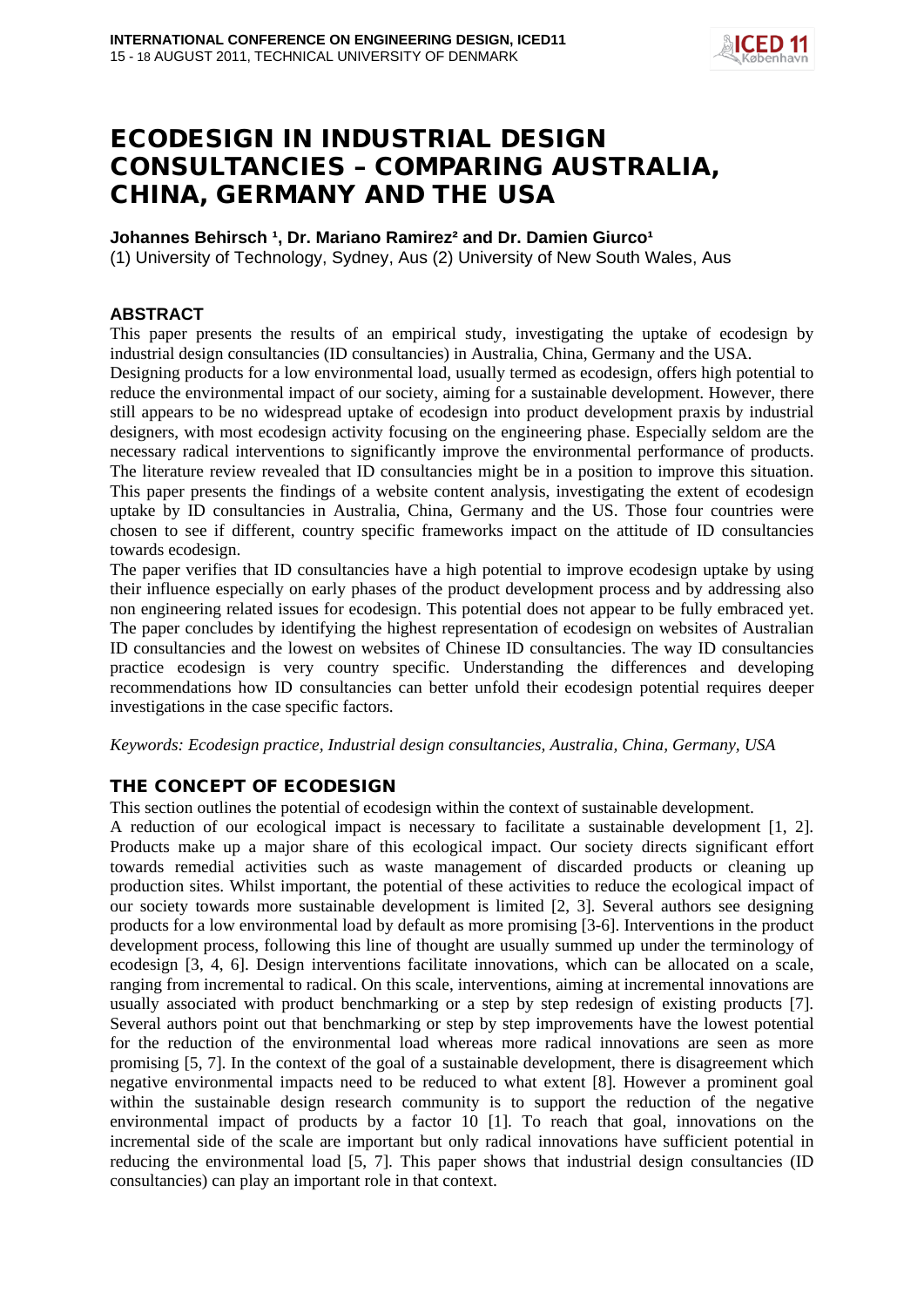# ECODESIGN IN INDUSTRIAL DESIGN CONSULTANCIES – COMPARING AUSTRALIA, CHINA, GERMANY AND THE USA

**Johannes Behirsch [1], Dr. Mariano Ramirez[2] and Dr. Damien Giurco[1]**

(1) University of Technology, Sydney, Aus (2) University of New South Wales, Aus

## ABSTRACT

This paper presents the results of an empirical study, investigating the uptake of ecodesign by industrial design consultancies (ID consultancies) in Australia, China, Germany and the USA.

Designing products for a low environmental load, usually termed as ecodesign, offers high potential to reduce the environmental impact of our society, aiming for a sustainable development. However, there still appears to be no widespread uptake of ecodesign into product development praxis by industrial designers, with most ecodesign activity focusing on the engineering phase. Especially seldom are the necessary radical interventions to significantly improve the environmental performance of products. The literature review revealed that ID consultancies might be in a position to improve this situation. This paper presents the findings of a website content analysis, investigating the extent of ecodesign uptake by ID consultancies in Australia, China, Germany and the US. Those four countries were chosen to see if different, country specific frameworks impact on the attitude of ID consultancies towards ecodesign.

The paper verifies that ID consultancies have a high potential to improve ecodesign uptake by using their influence especially on early phases of the product development process and by addressing also non engineering related issues for ecodesign. This potential does not appear to be fully embraced yet. The paper concludes by identifying the highest representation of ecodesign on websites of Australian ID consultancies and the lowest on websites of Chinese ID consultancies. The way ID consultancies practice ecodesign is very country specific. Understanding the differences and developing recommendations how ID consultancies can better unfold their ecodesign potential requires deeper investigations in the case specific factors.

*Keywords: Ecodesign practice, Industrial design consultancies, Australia, China, Germany, USA*

## THE CONCEPT OF ECODESIGN

This section outlines the potential of ecodesign within the context of sustainable development.

A reduction of our ecological impact is necessary to facilitate a sustainable development [1, 2]. Products make up a major share of this ecological impact. Our society directs significant effort towards remedial activities such as waste management of discarded products or cleaning up production sites. Whilst important, the potential of these activities to reduce the ecological impact of our society towards more sustainable development is limited [2, 3]. Several authors see designing products for a low environmental load by default as more promising [3-6]. Interventions in the product development process, following this line of thought are usually summed up under the terminology of ecodesign [3, 4, 6]. Design interventions facilitate innovations, which can be allocated on a scale, ranging from incremental to radical. On this scale, interventions, aiming at incremental innovations are usually associated with product benchmarking or a step by step redesign of existing products [7]. Several authors point out that benchmarking or step by step improvements have the lowest potential for the reduction of the environmental load whereas more radical innovations are seen as more promising [5, 7]. In the context of the goal of a sustainable development, there is disagreement which negative environmental impacts need to be reduced to what extent [8]. However a prominent goal within the sustainable design research community is to support the reduction of the negative environmental impact of products by a factor 10 [1]. To reach that goal, innovations on the incremental side of the scale are important but only radical innovations have sufficient potential in reducing the environmental load [5, 7]. This paper shows that industrial design consultancies (ID consultancies) can play an important role in that context.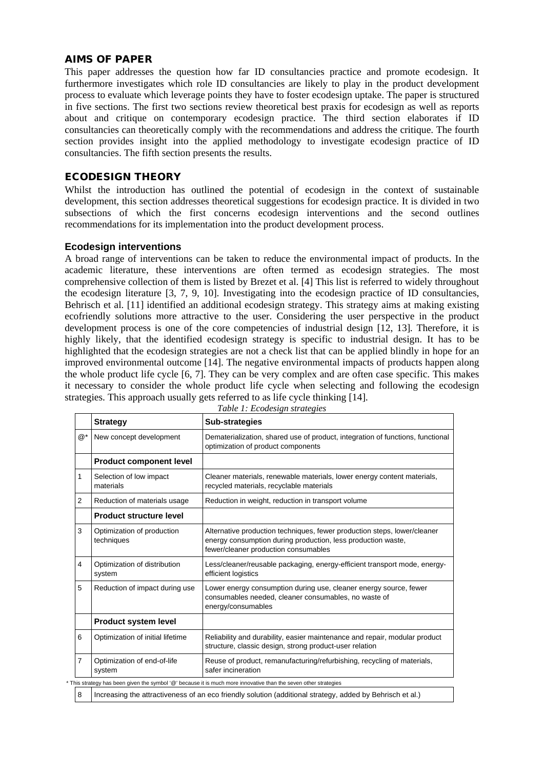## AIMS OF PAPER

This paper addresses the question how far ID consultancies practice and promote ecodesign. It furthermore investigates which role ID consultancies are likely to play in the product development process to evaluate which leverage points they have to foster ecodesign uptake. The paper is structured in five sections. The first two sections review theoretical best praxis for ecodesign as well as reports about and critique on contemporary ecodesign practice. The third section elaborates if ID consultancies can theoretically comply with the recommendations and address the critique. The fourth section provides insight into the applied methodology to investigate ecodesign practice of ID consultancies. The fifth section presents the results.

## ECODESIGN THEORY

Whilst the introduction has outlined the potential of ecodesign in the context of sustainable development, this section addresses theoretical suggestions for ecodesign practice. It is divided in two subsections of which the first concerns ecodesign interventions and the second outlines recommendations for its implementation into the product development process.

### Ecodesign interventions

A broad range of interventions can be taken to reduce the environmental impact of products. In the academic literature, these interventions are often termed as ecodesign strategies. The most comprehensive collection of them is listed by Brezet et al. [4] This list is referred to widely throughout the ecodesign literature [3, 7, 9, 10]. Investigating into the ecodesign practice of ID consultancies, Behrisch et al. [11] identified an additional ecodesign strategy. This strategy aims at making existing ecofriendly solutions more attractive to the user. Considering the user perspective in the product development process is one of the core competencies of industrial design [12, 13]. Therefore, it is highly likely, that the identified ecodesign strategy is specific to industrial design. It has to be highlighted that the ecodesign strategies are not a check list that can be applied blindly in hope for an improved environmental outcome [14]. The negative environmental impacts of products happen along the whole product life cycle [6, 7]. They can be very complex and are often case specific. This makes it necessary to consider the whole product life cycle when selecting and following the ecodesign strategies. This approach usually gets referred to as life cycle thinking [14].

*Table 1: Ecodesign strategies*

| | Strategy | Sub-strategies |
|---|---|---|
| @* | New concept development | Dematerialization, shared use of product, integration of functions, functional optimization of product components |
| | **Product component level** | |
| 1 | Selection of low impact materials | Cleaner materials, renewable materials, lower energy content materials, recycled materials, recyclable materials |
| 2 | Reduction of materials usage | Reduction in weight, reduction in transport volume |
| | **Product structure level** | |
| 3 | Optimization of production techniques | Alternative production techniques, fewer production steps, lower/cleaner energy consumption during production, less production waste, fewer/cleaner production consumables |
| 4 | Optimization of distribution system | Less/cleaner/reusable packaging, energy-efficient transport mode, energy-efficient logistics |
| 5 | Reduction of impact during use | Lower energy consumption during use, cleaner energy source, fewer consumables needed, cleaner consumables, no waste of energy/consumables |
| | **Product system level** | |
| 6 | Optimization of initial lifetime | Reliability and durability, easier maintenance and repair, modular product structure, classic design, strong product-user relation |
| 7 | Optimization of end-of-life system | Reuse of product, remanufacturing/refurbishing, recycling of materials, safer incineration |
| 8 | Increasing the attractiveness of an eco friendly solution (additional strategy, added by Behrisch et al.) | |

\* This strategy has been given the symbol '@' because it is much more innovative than the seven other strategies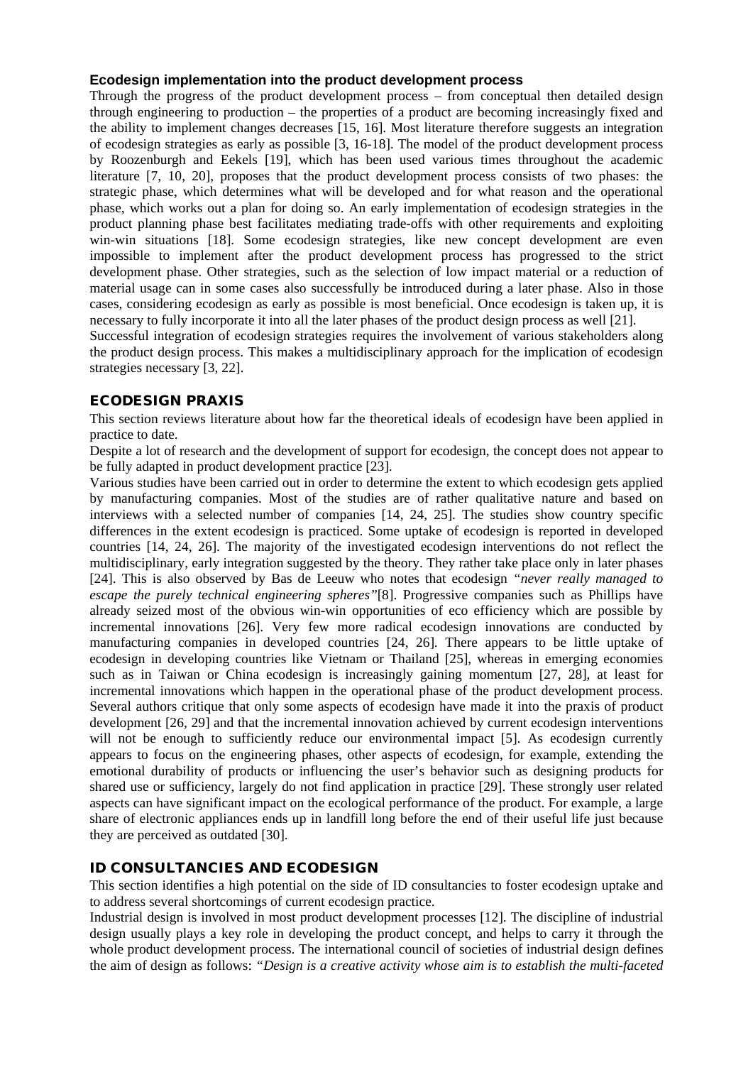### Ecodesign implementation into the product development process

Through the progress of the product development process – from conceptual then detailed design through engineering to production – the properties of a product are becoming increasingly fixed and the ability to implement changes decreases [15, 16]. Most literature therefore suggests an integration of ecodesign strategies as early as possible [3, 16-18]. The model of the product development process by Roozenburgh and Eekels [19], which has been used various times throughout the academic literature [7, 10, 20], proposes that the product development process consists of two phases: the strategic phase, which determines what will be developed and for what reason and the operational phase, which works out a plan for doing so. An early implementation of ecodesign strategies in the product planning phase best facilitates mediating trade-offs with other requirements and exploiting win-win situations [18]. Some ecodesign strategies, like new concept development are even impossible to implement after the product development process has progressed to the strict development phase. Other strategies, such as the selection of low impact material or a reduction of material usage can in some cases also successfully be introduced during a later phase. Also in those cases, considering ecodesign as early as possible is most beneficial. Once ecodesign is taken up, it is necessary to fully incorporate it into all the later phases of the product design process as well [21].

Successful integration of ecodesign strategies requires the involvement of various stakeholders along the product design process. This makes a multidisciplinary approach for the implication of ecodesign strategies necessary [3, 22].

## ECODESIGN PRAXIS

This section reviews literature about how far the theoretical ideals of ecodesign have been applied in practice to date.

Despite a lot of research and the development of support for ecodesign, the concept does not appear to be fully adapted in product development practice [23].

Various studies have been carried out in order to determine the extent to which ecodesign gets applied by manufacturing companies. Most of the studies are of rather qualitative nature and based on interviews with a selected number of companies [14, 24, 25]. The studies show country specific differences in the extent ecodesign is practiced. Some uptake of ecodesign is reported in developed countries [14, 24, 26]. The majority of the investigated ecodesign interventions do not reflect the multidisciplinary, early integration suggested by the theory. They rather take place only in later phases [24]. This is also observed by Bas de Leeuw who notes that ecodesign *"never really managed to escape the purely technical engineering spheres"*[8]. Progressive companies such as Phillips have already seized most of the obvious win-win opportunities of eco efficiency which are possible by incremental innovations [26]. Very few more radical ecodesign innovations are conducted by manufacturing companies in developed countries [24, 26]. There appears to be little uptake of ecodesign in developing countries like Vietnam or Thailand [25], whereas in emerging economies such as in Taiwan or China ecodesign is increasingly gaining momentum [27, 28], at least for incremental innovations which happen in the operational phase of the product development process. Several authors critique that only some aspects of ecodesign have made it into the praxis of product development [26, 29] and that the incremental innovation achieved by current ecodesign interventions will not be enough to sufficiently reduce our environmental impact [5]. As ecodesign currently appears to focus on the engineering phases, other aspects of ecodesign, for example, extending the emotional durability of products or influencing the user's behavior such as designing products for shared use or sufficiency, largely do not find application in practice [29]. These strongly user related aspects can have significant impact on the ecological performance of the product. For example, a large share of electronic appliances ends up in landfill long before the end of their useful life just because they are perceived as outdated [30].

## ID CONSULTANCIES AND ECODESIGN

This section identifies a high potential on the side of ID consultancies to foster ecodesign uptake and to address several shortcomings of current ecodesign practice.

Industrial design is involved in most product development processes [12]. The discipline of industrial design usually plays a key role in developing the product concept, and helps to carry it through the whole product development process. The international council of societies of industrial design defines the aim of design as follows: *"Design is a creative activity whose aim is to establish the multi-faceted*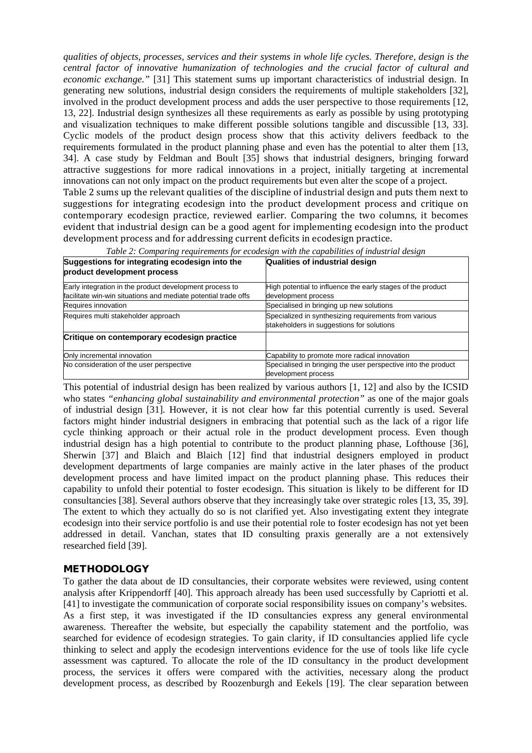*qualities of objects, processes, services and their systems in whole life cycles. Therefore, design is the central factor of innovative humanization of technologies and the crucial factor of cultural and economic exchange."* [31] This statement sums up important characteristics of industrial design. In generating new solutions, industrial design considers the requirements of multiple stakeholders [32], involved in the product development process and adds the user perspective to those requirements [12, 13, 22]. Industrial design synthesizes all these requirements as early as possible by using prototyping and visualization techniques to make different possible solutions tangible and discussible [13, 33]. Cyclic models of the product design process show that this activity delivers feedback to the requirements formulated in the product planning phase and even has the potential to alter them [13, 34]. A case study by Feldman and Boult [35] shows that industrial designers, bringing forward attractive suggestions for more radical innovations in a project, initially targeting at incremental innovations can not only impact on the product requirements but even alter the scope of a project.

Table 2 sums up the relevant qualities of the discipline of industrial design and puts them next to suggestions for integrating ecodesign into the product development process and critique on contemporary ecodesign practice, reviewed earlier. Comparing the two columns, it becomes evident that industrial design can be a good agent for implementing ecodesign into the product development process and for addressing current deficits in ecodesign practice.

*Table 2: Comparing requirements for ecodesign with the capabilities of industrial design*

| Suggestions for integrating ecodesign into the product development process | Qualities of industrial design |
|---|---|
| Early integration in the product development process to facilitate win-win situations and mediate potential trade offs | High potential to influence the early stages of the product development process |
| Requires innovation | Specialised in bringing up new solutions |
| Requires multi stakeholder approach | Specialized in synthesizing requirements from various stakeholders in suggestions for solutions |
| **Critique on contemporary ecodesign practice** | |
| Only incremental innovation | Capability to promote more radical innovation |
| No consideration of the user perspective | Specialised in bringing the user perspective into the product development process |

This potential of industrial design has been realized by various authors [1, 12] and also by the ICSID who states *"enhancing global sustainability and environmental protection"* as one of the major goals of industrial design [31]. However, it is not clear how far this potential currently is used. Several factors might hinder industrial designers in embracing that potential such as the lack of a rigor life cycle thinking approach or their actual role in the product development process. Even though industrial design has a high potential to contribute to the product planning phase, Lofthouse [36], Sherwin [37] and Blaich and Blaich [12] find that industrial designers employed in product development departments of large companies are mainly active in the later phases of the product development process and have limited impact on the product planning phase. This reduces their capability to unfold their potential to foster ecodesign. This situation is likely to be different for ID consultancies [38]. Several authors observe that they increasingly take over strategic roles [13, 35, 39]. The extent to which they actually do so is not clarified yet. Also investigating extent they integrate ecodesign into their service portfolio is and use their potential role to foster ecodesign has not yet been addressed in detail. Vanchan, states that ID consulting praxis generally are a not extensively researched field [39].

## METHODOLOGY

To gather the data about de ID consultancies, their corporate websites were reviewed, using content analysis after Krippendorff [40]. This approach already has been used successfully by Capriotti et al. [41] to investigate the communication of corporate social responsibility issues on company's websites. As a first step, it was investigated if the ID consultancies express any general environmental awareness. Thereafter the website, but especially the capability statement and the portfolio, was searched for evidence of ecodesign strategies. To gain clarity, if ID consultancies applied life cycle thinking to select and apply the ecodesign interventions evidence for the use of tools like life cycle assessment was captured. To allocate the role of the ID consultancy in the product development process, the services it offers were compared with the activities, necessary along the product development process, as described by Roozenburgh and Eekels [19]. The clear separation between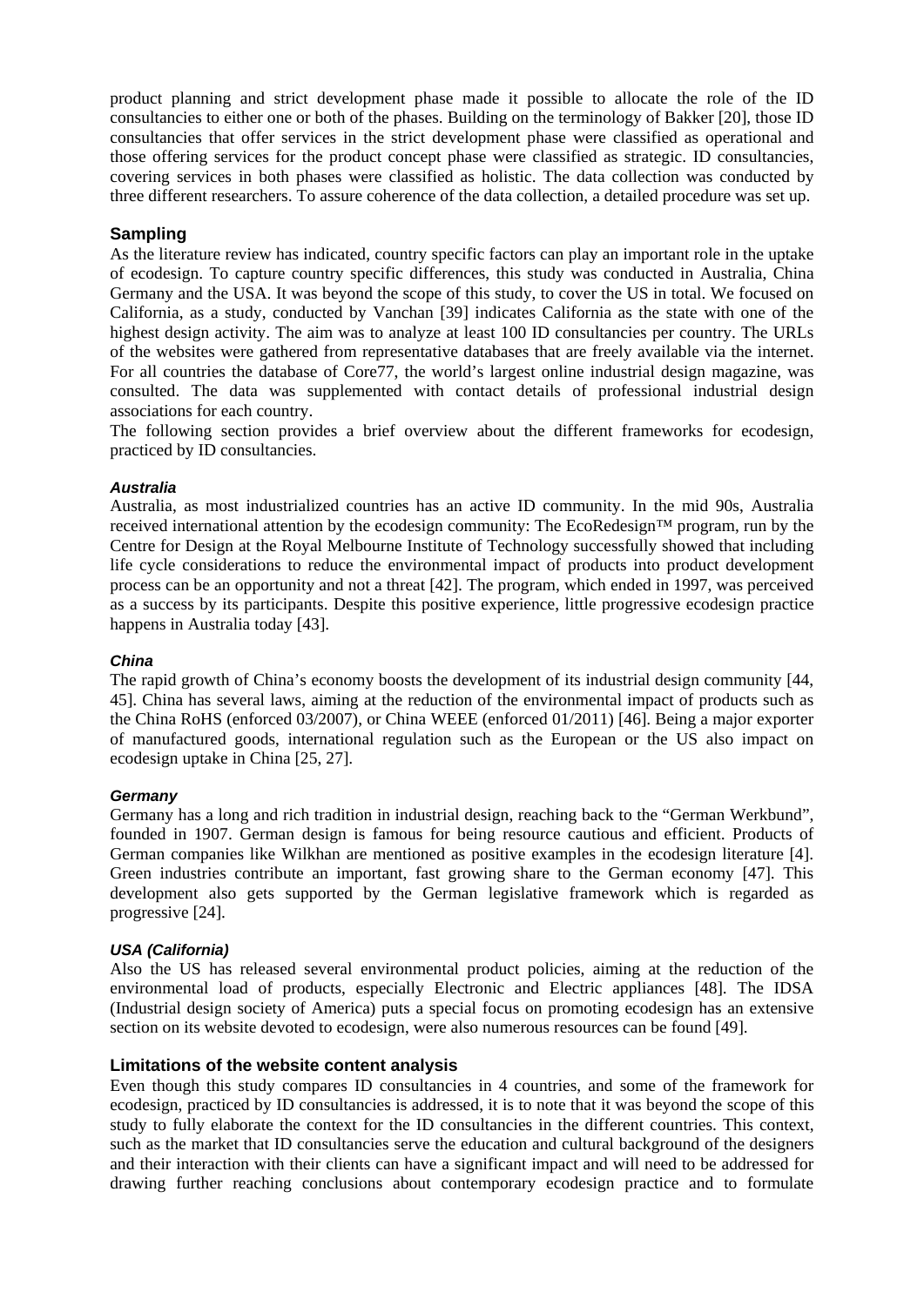product planning and strict development phase made it possible to allocate the role of the ID consultancies to either one or both of the phases. Building on the terminology of Bakker [20], those ID consultancies that offer services in the strict development phase were classified as operational and those offering services for the product concept phase were classified as strategic. ID consultancies, covering services in both phases were classified as holistic. The data collection was conducted by three different researchers. To assure coherence of the data collection, a detailed procedure was set up.

## Sampling

As the literature review has indicated, country specific factors can play an important role in the uptake of ecodesign. To capture country specific differences, this study was conducted in Australia, China Germany and the USA. It was beyond the scope of this study, to cover the US in total. We focused on California, as a study, conducted by Vanchan [39] indicates California as the state with one of the highest design activity. The aim was to analyze at least 100 ID consultancies per country. The URLs of the websites were gathered from representative databases that are freely available via the internet. For all countries the database of Core77, the world's largest online industrial design magazine, was consulted. The data was supplemented with contact details of professional industrial design associations for each country.

The following section provides a brief overview about the different frameworks for ecodesign, practiced by ID consultancies.

### *Australia*

Australia, as most industrialized countries has an active ID community. In the mid 90s, Australia received international attention by the ecodesign community: The EcoRedesign™ program, run by the Centre for Design at the Royal Melbourne Institute of Technology successfully showed that including life cycle considerations to reduce the environmental impact of products into product development process can be an opportunity and not a threat [42]. The program, which ended in 1997, was perceived as a success by its participants. Despite this positive experience, little progressive ecodesign practice happens in Australia today [43].

### *China*

The rapid growth of China's economy boosts the development of its industrial design community [44, 45]. China has several laws, aiming at the reduction of the environmental impact of products such as the China RoHS (enforced 03/2007), or China WEEE (enforced 01/2011) [46]. Being a major exporter of manufactured goods, international regulation such as the European or the US also impact on ecodesign uptake in China [25, 27].

### *Germany*

Germany has a long and rich tradition in industrial design, reaching back to the "German Werkbund", founded in 1907. German design is famous for being resource cautious and efficient. Products of German companies like Wilkhan are mentioned as positive examples in the ecodesign literature [4]. Green industries contribute an important, fast growing share to the German economy [47]. This development also gets supported by the German legislative framework which is regarded as progressive [24].

### *USA (California)*

Also the US has released several environmental product policies, aiming at the reduction of the environmental load of products, especially Electronic and Electric appliances [48]. The IDSA (Industrial design society of America) puts a special focus on promoting ecodesign has an extensive section on its website devoted to ecodesign, were also numerous resources can be found [49].

## Limitations of the website content analysis

Even though this study compares ID consultancies in 4 countries, and some of the framework for ecodesign, practiced by ID consultancies is addressed, it is to note that it was beyond the scope of this study to fully elaborate the context for the ID consultancies in the different countries. This context, such as the market that ID consultancies serve the education and cultural background of the designers and their interaction with their clients can have a significant impact and will need to be addressed for drawing further reaching conclusions about contemporary ecodesign practice and to formulate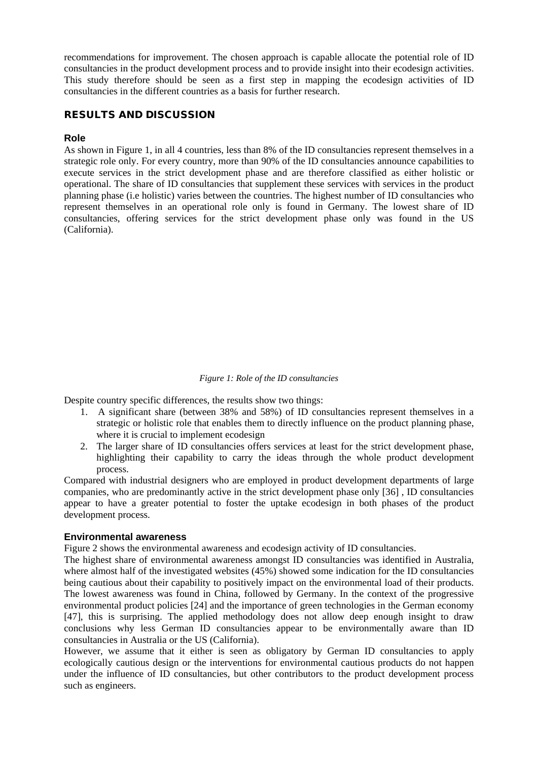recommendations for improvement. The chosen approach is capable allocate the potential role of ID consultancies in the product development process and to provide insight into their ecodesign activities. This study therefore should be seen as a first step in mapping the ecodesign activities of ID consultancies in the different countries as a basis for further research.

## RESULTS AND DISCUSSION

### Role

As shown in Figure 1, in all 4 countries, less than 8% of the ID consultancies represent themselves in a strategic role only. For every country, more than 90% of the ID consultancies announce capabilities to execute services in the strict development phase and are therefore classified as either holistic or operational. The share of ID consultancies that supplement these services with services in the product planning phase (i.e holistic) varies between the countries. The highest number of ID consultancies who represent themselves in an operational role only is found in Germany. The lowest share of ID consultancies, offering services for the strict development phase only was found in the US (California).

*Figure 1: Role of the ID consultancies*

Despite country specific differences, the results show two things:

1. A significant share (between 38% and 58%) of ID consultancies represent themselves in a strategic or holistic role that enables them to directly influence on the product planning phase, where it is crucial to implement ecodesign
2. The larger share of ID consultancies offers services at least for the strict development phase, highlighting their capability to carry the ideas through the whole product development process.

Compared with industrial designers who are employed in product development departments of large companies, who are predominantly active in the strict development phase only [36] , ID consultancies appear to have a greater potential to foster the uptake ecodesign in both phases of the product development process.

### Environmental awareness

Figure 2 shows the environmental awareness and ecodesign activity of ID consultancies.

The highest share of environmental awareness amongst ID consultancies was identified in Australia, where almost half of the investigated websites (45%) showed some indication for the ID consultancies being cautious about their capability to positively impact on the environmental load of their products. The lowest awareness was found in China, followed by Germany. In the context of the progressive environmental product policies [24] and the importance of green technologies in the German economy [47], this is surprising. The applied methodology does not allow deep enough insight to draw conclusions why less German ID consultancies appear to be environmentally aware than ID consultancies in Australia or the US (California).

However, we assume that it either is seen as obligatory by German ID consultancies to apply ecologically cautious design or the interventions for environmental cautious products do not happen under the influence of ID consultancies, but other contributors to the product development process such as engineers.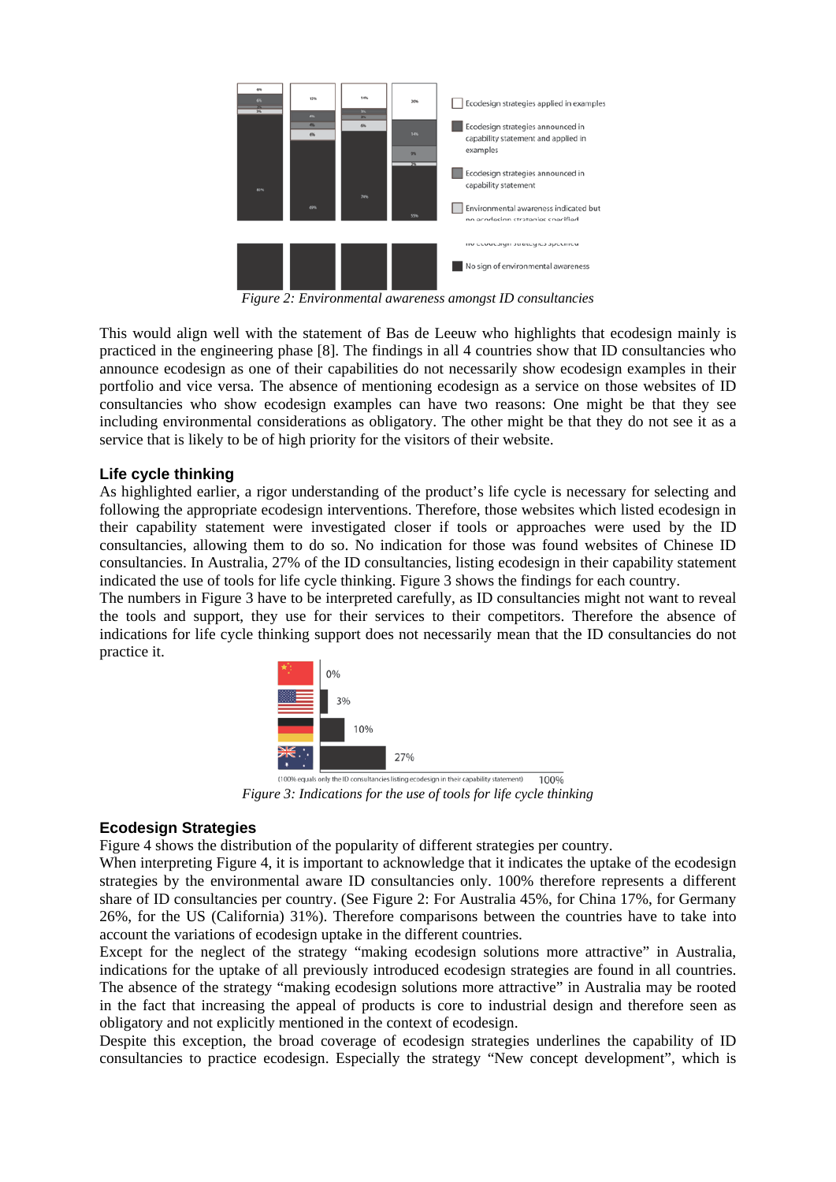*Figure 2: Environmental awareness amongst ID consultancies*

This would align well with the statement of Bas de Leeuw who highlights that ecodesign mainly is practiced in the engineering phase [8]. The findings in all 4 countries show that ID consultancies who announce ecodesign as one of their capabilities do not necessarily show ecodesign examples in their portfolio and vice versa. The absence of mentioning ecodesign as a service on those websites of ID consultancies who show ecodesign examples can have two reasons: One might be that they see including environmental considerations as obligatory. The other might be that they do not see it as a service that is likely to be of high priority for the visitors of their website.

### Life cycle thinking

As highlighted earlier, a rigor understanding of the product's life cycle is necessary for selecting and following the appropriate ecodesign interventions. Therefore, those websites which listed ecodesign in their capability statement were investigated closer if tools or approaches were used by the ID consultancies, allowing them to do so. No indication for those was found websites of Chinese ID consultancies. In Australia, 27% of the ID consultancies, listing ecodesign in their capability statement indicated the use of tools for life cycle thinking. Figure 3 shows the findings for each country.
The numbers in Figure 3 have to be interpreted carefully, as ID consultancies might not want to reveal the tools and support, they use for their services to their competitors. Therefore the absence of indications for life cycle thinking support does not necessarily mean that the ID consultancies do not practice it.

*Figure 3: Indications for the use of tools for life cycle thinking*

### Ecodesign Strategies

Figure 4 shows the distribution of the popularity of different strategies per country.
When interpreting Figure 4, it is important to acknowledge that it indicates the uptake of the ecodesign strategies by the environmental aware ID consultancies only. 100% therefore represents a different share of ID consultancies per country. (See Figure 2: For Australia 45%, for China 17%, for Germany 26%, for the US (California) 31%). Therefore comparisons between the countries have to take into account the variations of ecodesign uptake in the different countries.
Except for the neglect of the strategy "making ecodesign solutions more attractive" in Australia, indications for the uptake of all previously introduced ecodesign strategies are found in all countries. The absence of the strategy "making ecodesign solutions more attractive" in Australia may be rooted in the fact that increasing the appeal of products is core to industrial design and therefore seen as obligatory and not explicitly mentioned in the context of ecodesign.
Despite this exception, the broad coverage of ecodesign strategies underlines the capability of ID consultancies to practice ecodesign. Especially the strategy "New concept development", which is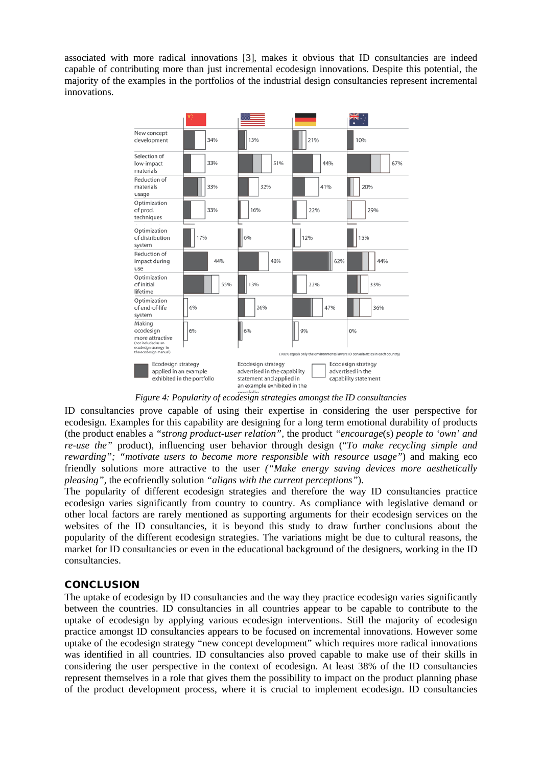associated with more radical innovations [3], makes it obvious that ID consultancies are indeed capable of contributing more than just incremental ecodesign innovations. Despite this potential, the majority of the examples in the portfolios of the industrial design consultancies represent incremental innovations.

| | China | USA | Germany | Australia |
|---|---|---|---|---|
| New concept development | 34% | 13% | 21% | 10% |
| Selection of low-impact materials | 33% | 51% | 44% | 67% |
| Reduction of materials usage | 33% | 32% | 41% | 20% |
| Optimization of prod. techniques | 33% | 16% | 22% | 29% |
| Optimization of distribution system | 17% | 6% | 12% | 15% |
| Reduction of impact during use | 44% | 48% | 62% | 44% |
| Optimization of initial lifetime | 55% | 13% | 22% | 33% |
| Optimization of end-of-life system | 6% | 26% | 47% | 36% |
| Making ecodesign more attractive (not included as an ecodesign strategy in the ecodesign manual) | 6% | 6% | 9% | 0% |

(100% equals only the environmental aware ID consultancies in each country)

Legend: Ecodesign strategy applied in an example exhibited in the portfolio; Ecodesign strategy advertised in the capability statement and applied in an example exhibited in the portfolio; Ecodesign strategy advertised in the capability statement

*Figure 4: Popularity of ecodesign strategies amongst the ID consultancies*

ID consultancies prove capable of using their expertise in considering the user perspective for ecodesign. Examples for this capability are designing for a long term emotional durability of products (the product enables a *"strong product-user relation"*, the product *"encourage*(s) *people to 'own' and re-use the"* product), influencing user behavior through design (*"To make recycling simple and rewarding"; "motivate users to become more responsible with resource usage"*) and making eco friendly solutions more attractive to the user *("Make energy saving devices more aesthetically pleasing"*, the ecofriendly solution *"aligns with the current perceptions"*).

The popularity of different ecodesign strategies and therefore the way ID consultancies practice ecodesign varies significantly from country to country. As compliance with legislative demand or other local factors are rarely mentioned as supporting arguments for their ecodesign services on the websites of the ID consultancies, it is beyond this study to draw further conclusions about the popularity of the different ecodesign strategies. The variations might be due to cultural reasons, the market for ID consultancies or even in the educational background of the designers, working in the ID consultancies.

## CONCLUSION

The uptake of ecodesign by ID consultancies and the way they practice ecodesign varies significantly between the countries. ID consultancies in all countries appear to be capable to contribute to the uptake of ecodesign by applying various ecodesign interventions. Still the majority of ecodesign practice amongst ID consultancies appears to be focused on incremental innovations. However some uptake of the ecodesign strategy "new concept development" which requires more radical innovations was identified in all countries. ID consultancies also proved capable to make use of their skills in considering the user perspective in the context of ecodesign. At least 38% of the ID consultancies represent themselves in a role that gives them the possibility to impact on the product planning phase of the product development process, where it is crucial to implement ecodesign. ID consultancies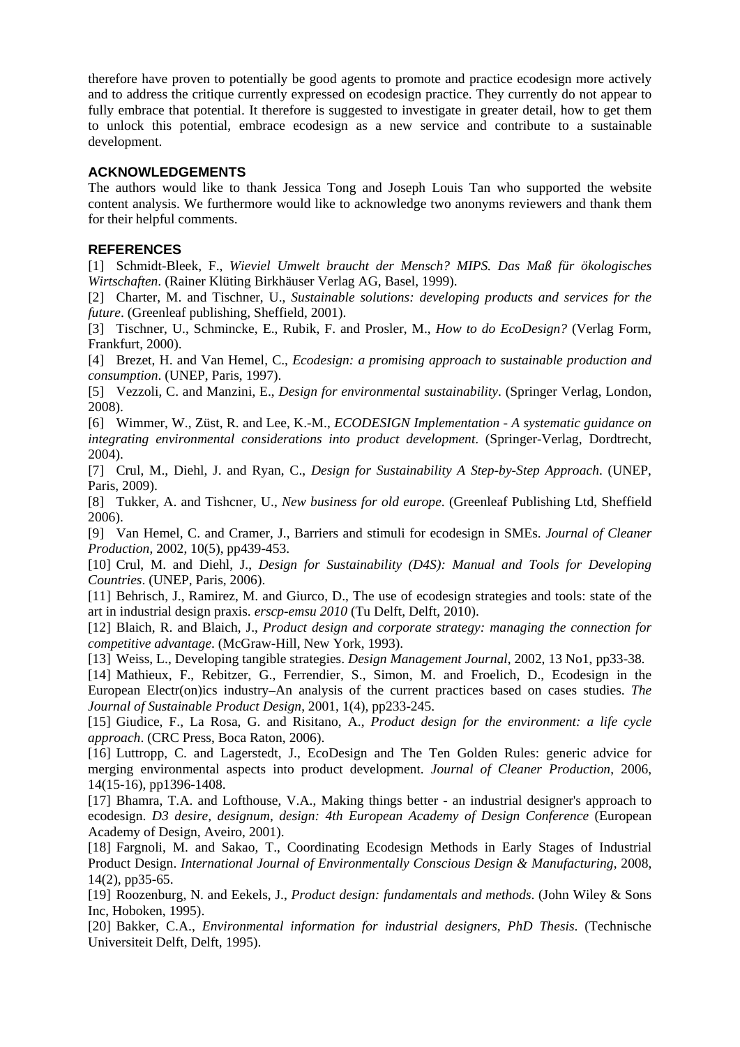therefore have proven to potentially be good agents to promote and practice ecodesign more actively and to address the critique currently expressed on ecodesign practice. They currently do not appear to fully embrace that potential. It therefore is suggested to investigate in greater detail, how to get them to unlock this potential, embrace ecodesign as a new service and contribute to a sustainable development.

## ACKNOWLEDGEMENTS

The authors would like to thank Jessica Tong and Joseph Louis Tan who supported the website content analysis. We furthermore would like to acknowledge two anonyms reviewers and thank them for their helpful comments.

## REFERENCES

[1] Schmidt-Bleek, F., *Wieviel Umwelt braucht der Mensch? MIPS. Das Maß für ökologisches Wirtschaften*. (Rainer Klüting Birkhäuser Verlag AG, Basel, 1999).

[2] Charter, M. and Tischner, U., *Sustainable solutions: developing products and services for the future*. (Greenleaf publishing, Sheffield, 2001).

[3] Tischner, U., Schmincke, E., Rubik, F. and Prosler, M., *How to do EcoDesign?* (Verlag Form, Frankfurt, 2000).

[4] Brezet, H. and Van Hemel, C., *Ecodesign: a promising approach to sustainable production and consumption*. (UNEP, Paris, 1997).

[5] Vezzoli, C. and Manzini, E., *Design for environmental sustainability*. (Springer Verlag, London, 2008).

[6] Wimmer, W., Züst, R. and Lee, K.-M., *ECODESIGN Implementation - A systematic guidance on integrating environmental considerations into product development*. (Springer-Verlag, Dordtrecht, 2004).

[7] Crul, M., Diehl, J. and Ryan, C., *Design for Sustainability A Step-by-Step Approach*. (UNEP, Paris, 2009).

[8] Tukker, A. and Tishcner, U., *New business for old europe*. (Greenleaf Publishing Ltd, Sheffield 2006).

[9] Van Hemel, C. and Cramer, J., Barriers and stimuli for ecodesign in SMEs. *Journal of Cleaner Production*, 2002, 10(5), pp439-453.

[10] Crul, M. and Diehl, J., *Design for Sustainability (D4S): Manual and Tools for Developing Countries*. (UNEP, Paris, 2006).

[11] Behrisch, J., Ramirez, M. and Giurco, D., The use of ecodesign strategies and tools: state of the art in industrial design praxis. *erscp-emsu 2010* (Tu Delft, Delft, 2010).

[12] Blaich, R. and Blaich, J., *Product design and corporate strategy: managing the connection for competitive advantage*. (McGraw-Hill, New York, 1993).

[13] Weiss, L., Developing tangible strategies. *Design Management Journal*, 2002, 13 No1, pp33-38.

[14] Mathieux, F., Rebitzer, G., Ferrendier, S., Simon, M. and Froelich, D., Ecodesign in the European Electr(on)ics industry–An analysis of the current practices based on cases studies. *The Journal of Sustainable Product Design*, 2001, 1(4), pp233-245.

[15] Giudice, F., La Rosa, G. and Risitano, A., *Product design for the environment: a life cycle approach*. (CRC Press, Boca Raton, 2006).

[16] Luttropp, C. and Lagerstedt, J., EcoDesign and The Ten Golden Rules: generic advice for merging environmental aspects into product development. *Journal of Cleaner Production*, 2006, 14(15-16), pp1396-1408.

[17] Bhamra, T.A. and Lofthouse, V.A., Making things better - an industrial designer's approach to ecodesign. *D3 desire, designum, design: 4th European Academy of Design Conference* (European Academy of Design, Aveiro, 2001).

[18] Fargnoli, M. and Sakao, T., Coordinating Ecodesign Methods in Early Stages of Industrial Product Design. *International Journal of Environmentally Conscious Design & Manufacturing*, 2008, 14(2), pp35-65.

[19] Roozenburg, N. and Eekels, J., *Product design: fundamentals and methods*. (John Wiley & Sons Inc, Hoboken, 1995).

[20] Bakker, C.A., *Environmental information for industrial designers, PhD Thesis*. (Technische Universiteit Delft, Delft, 1995).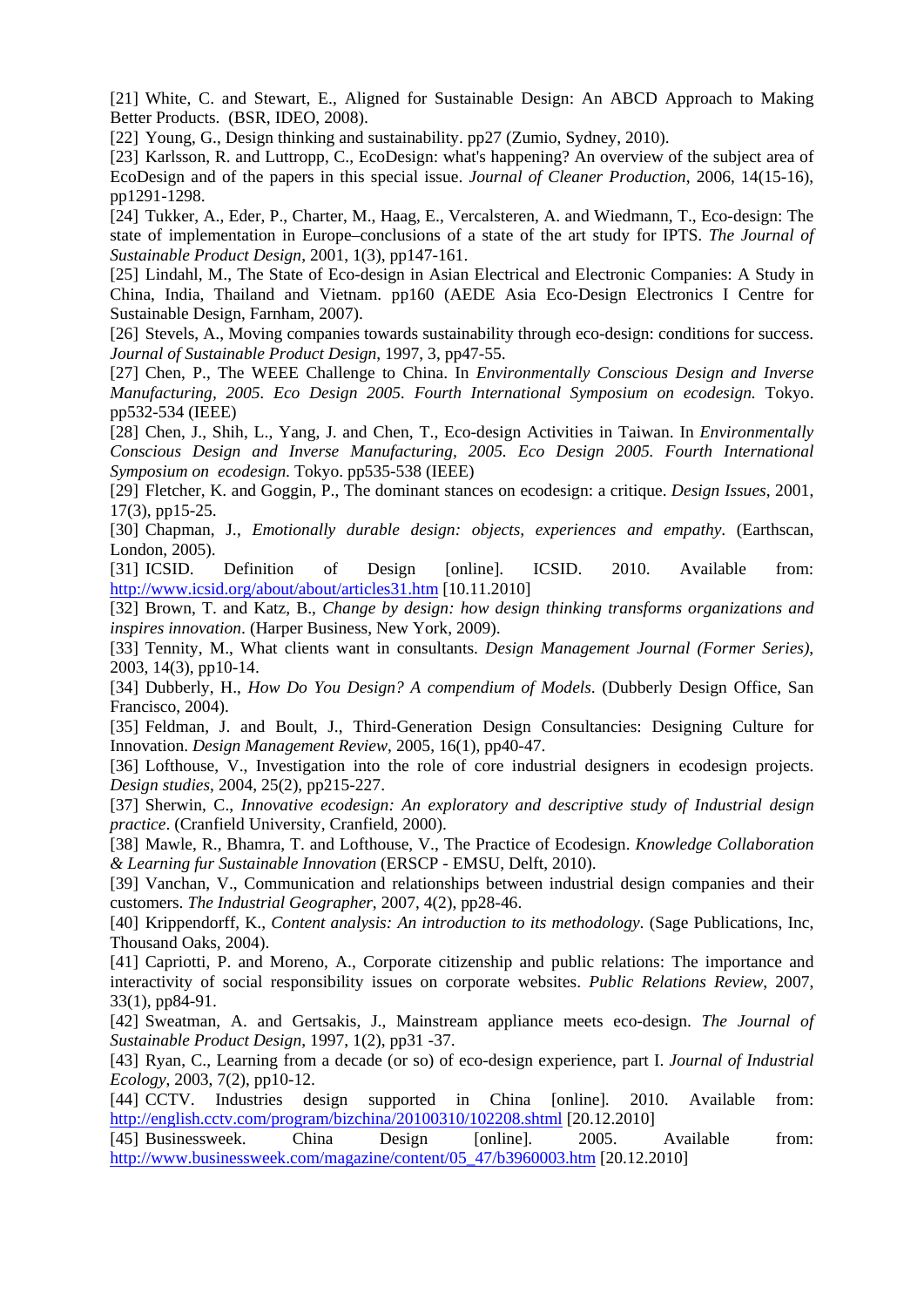[21] White, C. and Stewart, E., Aligned for Sustainable Design: An ABCD Approach to Making Better Products. (BSR, IDEO, 2008).

[22] Young, G., Design thinking and sustainability. pp27 (Zumio, Sydney, 2010).

[23] Karlsson, R. and Luttropp, C., EcoDesign: what's happening? An overview of the subject area of EcoDesign and of the papers in this special issue. *Journal of Cleaner Production*, 2006, 14(15-16), pp1291-1298.

[24] Tukker, A., Eder, P., Charter, M., Haag, E., Vercalsteren, A. and Wiedmann, T., Eco-design: The state of implementation in Europe–conclusions of a state of the art study for IPTS. *The Journal of Sustainable Product Design*, 2001, 1(3), pp147-161.

[25] Lindahl, M., The State of Eco-design in Asian Electrical and Electronic Companies: A Study in China, India, Thailand and Vietnam. pp160 (AEDE Asia Eco-Design Electronics I Centre for Sustainable Design, Farnham, 2007).

[26] Stevels, A., Moving companies towards sustainability through eco-design: conditions for success. *Journal of Sustainable Product Design*, 1997, 3, pp47-55.

[27] Chen, P., The WEEE Challenge to China. In *Environmentally Conscious Design and Inverse Manufacturing, 2005. Eco Design 2005. Fourth International Symposium on ecodesign.* Tokyo. pp532-534 (IEEE)

[28] Chen, J., Shih, L., Yang, J. and Chen, T., Eco-design Activities in Taiwan. In *Environmentally Conscious Design and Inverse Manufacturing, 2005. Eco Design 2005. Fourth International Symposium on ecodesign*. Tokyo. pp535-538 (IEEE)

[29] Fletcher, K. and Goggin, P., The dominant stances on ecodesign: a critique. *Design Issues*, 2001, 17(3), pp15-25.

[30] Chapman, J., *Emotionally durable design: objects, experiences and empathy*. (Earthscan, London, 2005).

[31] ICSID. Definition of Design [online]. ICSID. 2010. Available from: http://www.icsid.org/about/about/articles31.htm [10.11.2010]

[32] Brown, T. and Katz, B., *Change by design: how design thinking transforms organizations and inspires innovation*. (Harper Business, New York, 2009).

[33] Tennity, M., What clients want in consultants. *Design Management Journal (Former Series)*, 2003, 14(3), pp10-14.

[34] Dubberly, H., *How Do You Design? A compendium of Models*. (Dubberly Design Office, San Francisco, 2004).

[35] Feldman, J. and Boult, J., Third-Generation Design Consultancies: Designing Culture for Innovation. *Design Management Review*, 2005, 16(1), pp40-47.

[36] Lofthouse, V., Investigation into the role of core industrial designers in ecodesign projects. *Design studies*, 2004, 25(2), pp215-227.

[37] Sherwin, C., *Innovative ecodesign: An exploratory and descriptive study of Industrial design practice*. (Cranfield University, Cranfield, 2000).

[38] Mawle, R., Bhamra, T. and Lofthouse, V., The Practice of Ecodesign. *Knowledge Collaboration & Learning fur Sustainable Innovation* (ERSCP - EMSU, Delft, 2010).

[39] Vanchan, V., Communication and relationships between industrial design companies and their customers. *The Industrial Geographer*, 2007, 4(2), pp28-46.

[40] Krippendorff, K., *Content analysis: An introduction to its methodology*. (Sage Publications, Inc, Thousand Oaks, 2004).

[41] Capriotti, P. and Moreno, A., Corporate citizenship and public relations: The importance and interactivity of social responsibility issues on corporate websites. *Public Relations Review*, 2007, 33(1), pp84-91.

[42] Sweatman, A. and Gertsakis, J., Mainstream appliance meets eco-design. *The Journal of Sustainable Product Design*, 1997, 1(2), pp31 -37.

[43] Ryan, C., Learning from a decade (or so) of eco-design experience, part I. *Journal of Industrial Ecology*, 2003, 7(2), pp10-12.

[44] CCTV. Industries design supported in China [online]. 2010. Available from: http://english.cctv.com/program/bizchina/20100310/102208.shtml [20.12.2010]

[45] Businessweek. China Design [online]. 2005. Available from: http://www.businessweek.com/magazine/content/05_47/b3960003.htm [20.12.2010]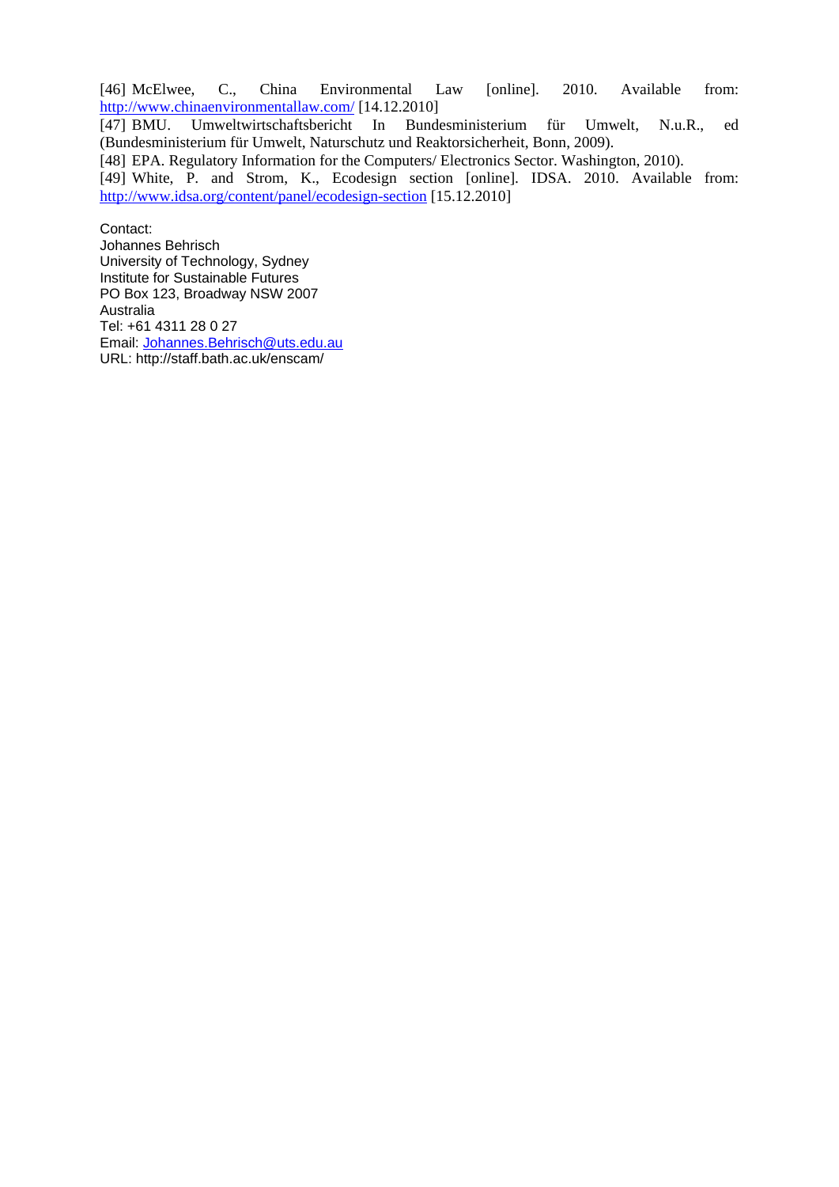[46] McElwee, C., China Environmental Law [online]. 2010. Available from: http://www.chinaenvironmentallaw.com/ [14.12.2010]

[47] BMU. Umweltwirtschaftsbericht In Bundesministerium für Umwelt, N.u.R., ed (Bundesministerium für Umwelt, Naturschutz und Reaktorsicherheit, Bonn, 2009).

[48] EPA. Regulatory Information for the Computers/ Electronics Sector. Washington, 2010).

[49] White, P. and Strom, K., Ecodesign section [online]. IDSA. 2010. Available from: http://www.idsa.org/content/panel/ecodesign-section [15.12.2010]

Contact:
Johannes Behrisch
University of Technology, Sydney
Institute for Sustainable Futures
PO Box 123, Broadway NSW 2007
Australia
Tel: +61 4311 28 0 27
Email: Johannes.Behrisch@uts.edu.au
URL: http://staff.bath.ac.uk/enscam/